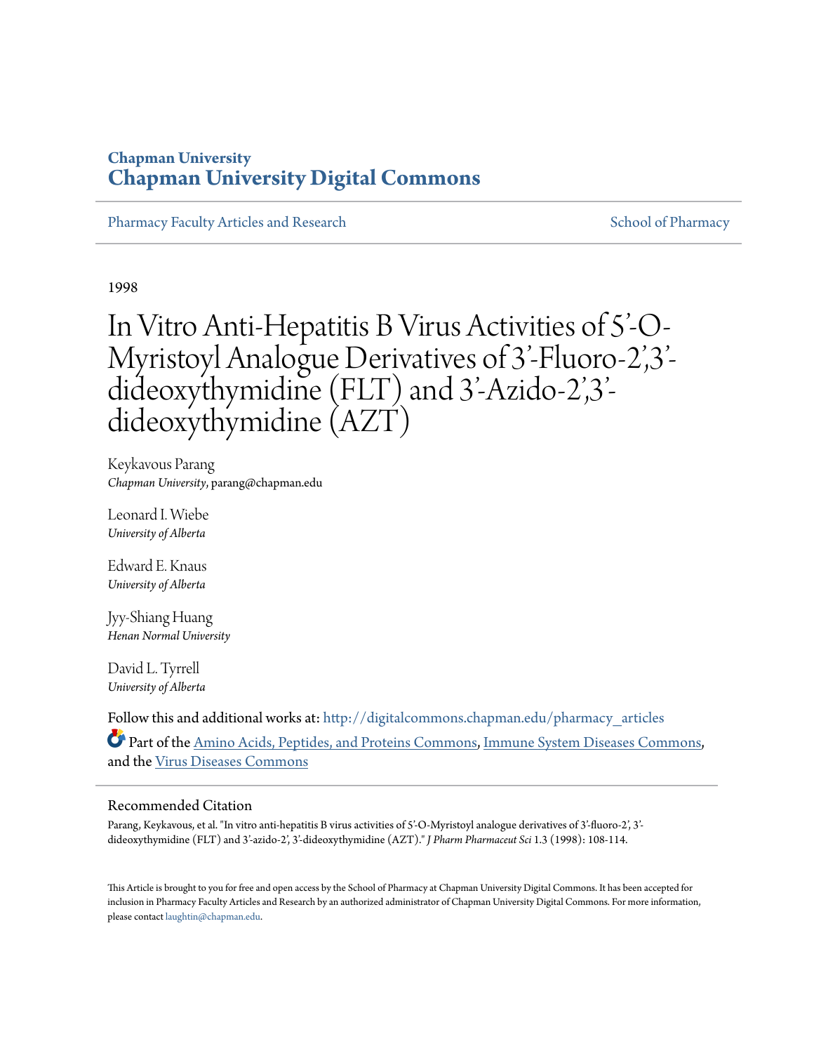Chapman University

# Chapman University Digital Commons

Pharmacy Faculty Articles and Research

School of Pharmacy

1998

# In Vitro Anti-Hepatitis B Virus Activities of 5'-O-Myristoyl Analogue Derivatives of 3'-Fluoro-2',3'-dideoxythymidine (FLT) and 3'-Azido-2',3'-dideoxythymidine (AZT)

Keykavous Parang
*Chapman University*, parang@chapman.edu

Leonard I. Wiebe
*University of Alberta*

Edward E. Knaus
*University of Alberta*

Jyy-Shiang Huang
*Henan Normal University*

David L. Tyrrell
*University of Alberta*

Follow this and additional works at: http://digitalcommons.chapman.edu/pharmacy_articles

Part of the Amino Acids, Peptides, and Proteins Commons, Immune System Diseases Commons, and the Virus Diseases Commons

## Recommended Citation

Parang, Keykavous, et al. "In vitro anti-hepatitis B virus activities of 5'-O-Myristoyl analogue derivatives of 3'-fluoro-2', 3'-dideoxythymidine (FLT) and 3'-azido-2', 3'-dideoxythymidine (AZT)." *J Pharm Pharmaceut Sci* 1.3 (1998): 108-114.

This Article is brought to you for free and open access by the School of Pharmacy at Chapman University Digital Commons. It has been accepted for inclusion in Pharmacy Faculty Articles and Research by an authorized administrator of Chapman University Digital Commons. For more information, please contact laughtin@chapman.edu.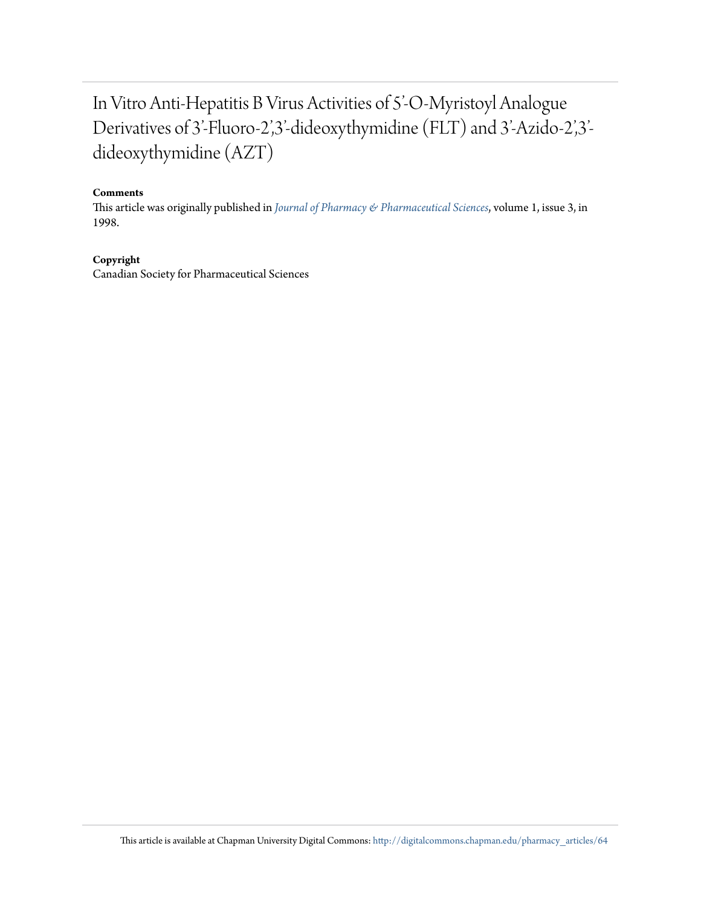# In Vitro Anti-Hepatitis B Virus Activities of 5'-O-Myristoyl Analogue Derivatives of 3'-Fluoro-2',3'-dideoxythymidine (FLT) and 3'-Azido-2',3'-dideoxythymidine (AZT)

**Comments**

This article was originally published in *Journal of Pharmacy & Pharmaceutical Sciences*, volume 1, issue 3, in 1998.

**Copyright**

Canadian Society for Pharmaceutical Sciences

This article is available at Chapman University Digital Commons: http://digitalcommons.chapman.edu/pharmacy_articles/64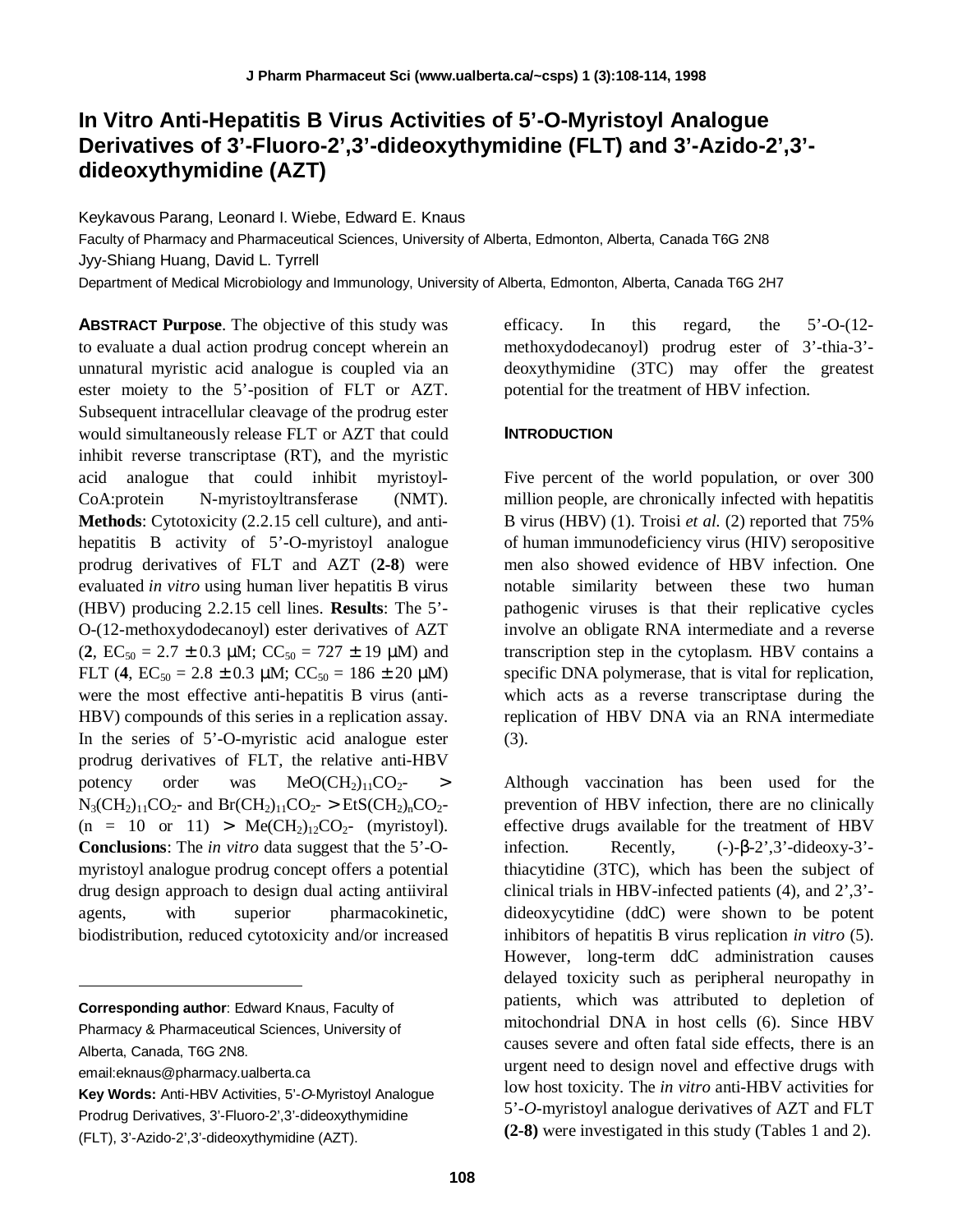# In Vitro Anti-Hepatitis B Virus Activities of 5'-O-Myristoyl Analogue Derivatives of 3'-Fluoro-2',3'-dideoxythymidine (FLT) and 3'-Azido-2',3'-dideoxythymidine (AZT)

Keykavous Parang, Leonard I. Wiebe, Edward E. Knaus

Faculty of Pharmacy and Pharmaceutical Sciences, University of Alberta, Edmonton, Alberta, Canada T6G 2N8

Jyy-Shiang Huang, David L. Tyrrell

Department of Medical Microbiology and Immunology, University of Alberta, Edmonton, Alberta, Canada T6G 2H7

**ABSTRACT Purpose**. The objective of this study was to evaluate a dual action prodrug concept wherein an unnatural myristic acid analogue is coupled via an ester moiety to the 5'-position of FLT or AZT. Subsequent intracellular cleavage of the prodrug ester would simultaneously release FLT or AZT that could inhibit reverse transcriptase (RT), and the myristic acid analogue that could inhibit myristoyl-CoA:protein N-myristoyltransferase (NMT). **Methods**: Cytotoxicity (2.2.15 cell culture), and anti-hepatitis B activity of 5'-O-myristoyl analogue prodrug derivatives of FLT and AZT (**2-8**) were evaluated *in vitro* using human liver hepatitis B virus (HBV) producing 2.2.15 cell lines. **Results**: The 5'-O-(12-methoxydodecanoyl) ester derivatives of AZT (**2**, $EC_{50}$ = 2.7 ± 0.3 μM; $CC_{50}$ = 727 ± 19 μM) and FLT (**4**, $EC_{50}$ = 2.8 ± 0.3 μM; $CC_{50}$ = 186 ± 20 μM) were the most effective anti-hepatitis B virus (anti-HBV) compounds of this series in a replication assay. In the series of 5'-O-myristic acid analogue ester prodrug derivatives of FLT, the relative anti-HBV potency order was $MeO(CH_2)_{11}CO_2$- > $N_3(CH_2)_{11}CO_2$- and $Br(CH_2)_{11}CO_2$- > $EtS(CH_2)_nCO_2$- (n = 10 or 11) > $Me(CH_2)_{12}CO_2$- (myristoyl). **Conclusions**: The *in vitro* data suggest that the 5'-O-myristoyl analogue prodrug concept offers a potential drug design approach to design dual acting antiiviral agents, with superior pharmacokinetic, biodistribution, reduced cytotoxicity and/or increased efficacy. In this regard, the 5'-O-(12-methoxydodecanoyl) prodrug ester of 3'-thia-3'-deoxythymidine (3TC) may offer the greatest potential for the treatment of HBV infection.

**Corresponding author**: Edward Knaus, Faculty of Pharmacy & Pharmaceutical Sciences, University of Alberta, Canada, T6G 2N8. email:eknaus@pharmacy.ualberta.ca

**Key Words:** Anti-HBV Activities, 5'-*O*-Myristoyl Analogue Prodrug Derivatives, 3'-Fluoro-2',3'-dideoxythymidine (FLT), 3'-Azido-2',3'-dideoxythymidine (AZT).

## INTRODUCTION

Five percent of the world population, or over 300 million people, are chronically infected with hepatitis B virus (HBV) (1). Troisi *et al.* (2) reported that 75% of human immunodeficiency virus (HIV) seropositive men also showed evidence of HBV infection. One notable similarity between these two human pathogenic viruses is that their replicative cycles involve an obligate RNA intermediate and a reverse transcription step in the cytoplasm. HBV contains a specific DNA polymerase, that is vital for replication, which acts as a reverse transcriptase during the replication of HBV DNA via an RNA intermediate (3).

Although vaccination has been used for the prevention of HBV infection, there are no clinically effective drugs available for the treatment of HBV infection. Recently, (-)-β-2',3'-dideoxy-3'-thiacytidine (3TC), which has been the subject of clinical trials in HBV-infected patients (4), and 2',3'-dideoxycytidine (ddC) were shown to be potent inhibitors of hepatitis B virus replication *in vitro* (5). However, long-term ddC administration causes delayed toxicity such as peripheral neuropathy in patients, which was attributed to depletion of mitochondrial DNA in host cells (6). Since HBV causes severe and often fatal side effects, there is an urgent need to design novel and effective drugs with low host toxicity. The *in vitro* anti-HBV activities for 5'-*O*-myristoyl analogue derivatives of AZT and FLT **(2-8)** were investigated in this study (Tables 1 and 2).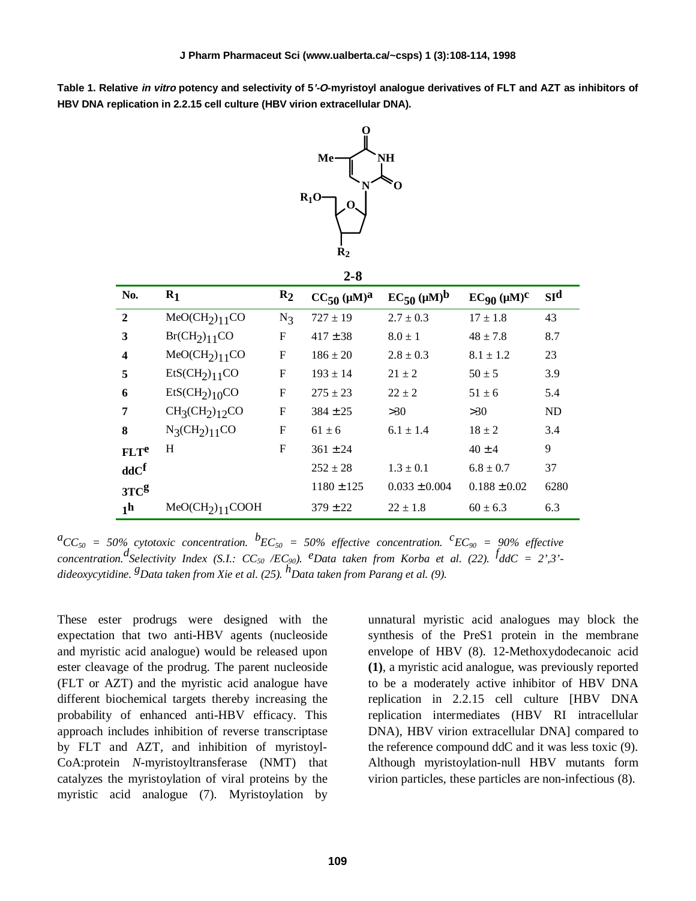**Table 1. Relative *in vitro* potency and selectivity of 5'-*O*-myristoyl analogue derivatives of FLT and AZT as inhibitors of HBV DNA replication in 2.2.15 cell culture (HBV virion extracellular DNA).**

**2-8**

| No. | $R_1$ | $R_2$ | $CC_{50}$ (μM)[a] | $EC_{50}$ (μM)[b] | $EC_{90}$ (μM)[c] | SI[d] |
|---|---|---|---|---|---|---|
| **2** | $MeO(CH_2)_{11}CO$ | $N_3$ | 727 ± 19 | 2.7 ± 0.3 | 17 ± 1.8 | 43 |
| **3** | $Br(CH_2)_{11}CO$ | F | 417 ± 38 | 8.0 ± 1 | 48 ± 7.8 | 8.7 |
| **4** | $MeO(CH_2)_{11}CO$ | F | 186 ± 20 | 2.8 ± 0.3 | 8.1 ± 1.2 | 23 |
| **5** | $EtS(CH_2)_{11}CO$ | F | 193 ± 14 | 21 ± 2 | 50 ± 5 | 3.9 |
| **6** | $EtS(CH_2)_{10}CO$ | F | 275 ± 23 | 22 ± 2 | 51 ± 6 | 5.4 |
| **7** | $CH_3(CH_2)_{12}CO$ | F | 384 ± 25 | >30 | >30 | ND |
| **8** | $N_3(CH_2)_{11}CO$ | F | 61 ± 6 | 6.1 ± 1.4 | 18 ± 2 | 3.4 |
| **FLT**[e] | H | F | 361 ± 24 | | 40 ± 4 | 9 |
| **ddC**[f] | | | 252 ± 28 | 1.3 ± 0.1 | 6.8 ± 0.7 | 37 |
| **3TC**[g] | | | 1180 ± 125 | 0.033 ± 0.004 | 0.188 ± 0.02 | 6280 |
| **1**[h] | $MeO(CH_2)_{11}COOH$ | | 379 ± 22 | 22 ± 1.8 | 60 ± 6.3 | 6.3 |

*[a]$CC_{50}$ = 50% cytotoxic concentration. [b]$EC_{50}$ = 50% effective concentration. [c]$EC_{90}$ = 90% effective concentration. [d]Selectivity Index (S.I.: $CC_{50}$ /$EC_{90}$). [e]Data taken from Korba et al. (22). [f]ddC = 2',3'-dideoxycytidine. [g]Data taken from Xie et al. (25). [h]Data taken from Parang et al. (9).*

These ester prodrugs were designed with the expectation that two anti-HBV agents (nucleoside and myristic acid analogue) would be released upon ester cleavage of the prodrug. The parent nucleoside (FLT or AZT) and the myristic acid analogue have different biochemical targets thereby increasing the probability of enhanced anti-HBV efficacy. This approach includes inhibition of reverse transcriptase by FLT and AZT, and inhibition of myristoyl-CoA:protein *N*-myristoyltransferase (NMT) that catalyzes the myristoylation of viral proteins by the myristic acid analogue (7). Myristoylation by unnatural myristic acid analogues may block the synthesis of the PreS1 protein in the membrane envelope of HBV (8). 12-Methoxydodecanoic acid **(1)**, a myristic acid analogue, was previously reported to be a moderately active inhibitor of HBV DNA replication in 2.2.15 cell culture [HBV DNA replication intermediates (HBV RI intracellular DNA), HBV virion extracellular DNA] compared to the reference compound ddC and it was less toxic (9). Although myristoylation-null HBV mutants form virion particles, these particles are non-infectious (8).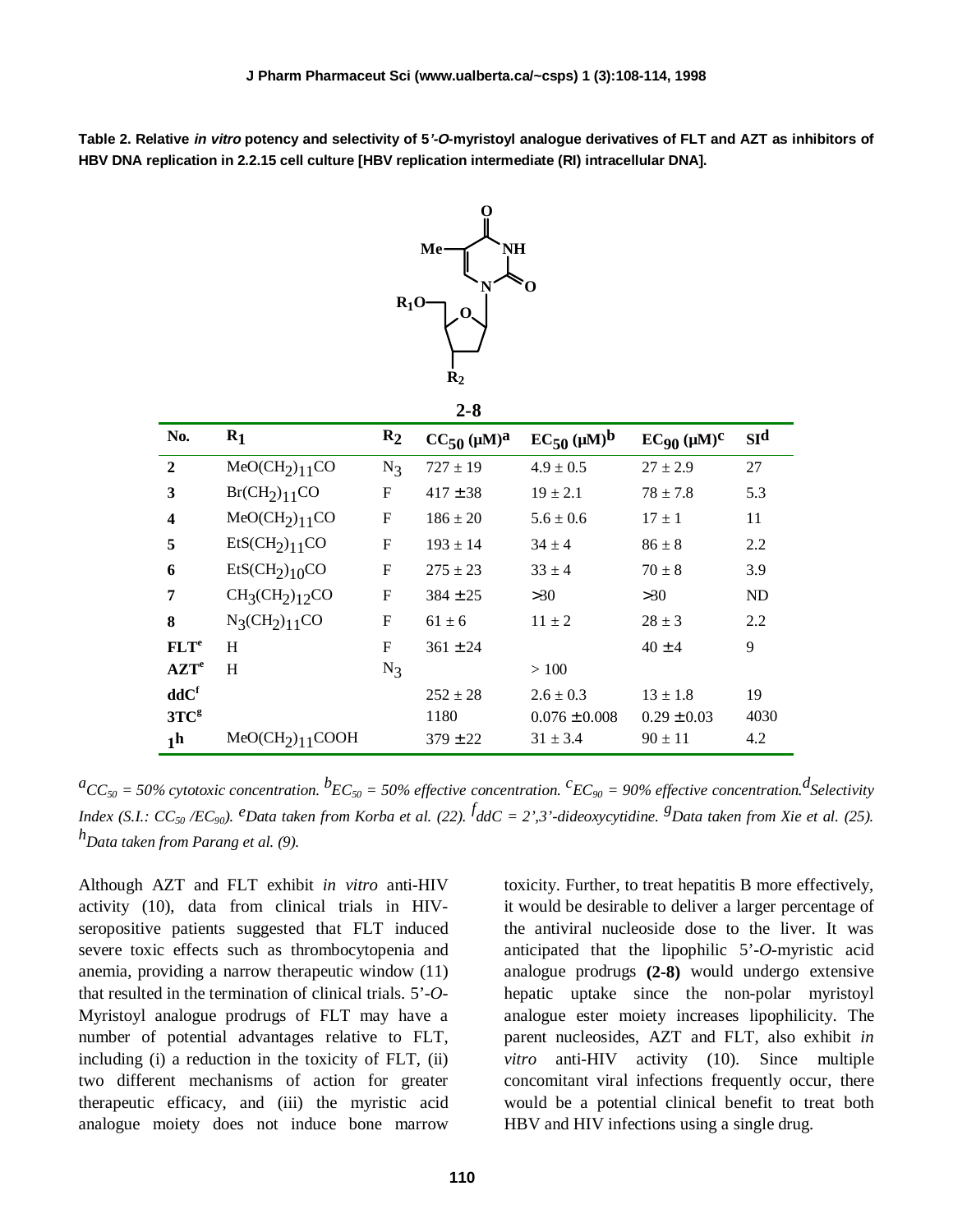**Table 2. Relative *in vitro* potency and selectivity of 5'-*O*-myristoyl analogue derivatives of FLT and AZT as inhibitors of HBV DNA replication in 2.2.15 cell culture [HBV replication intermediate (RI) intracellular DNA].**

**2-8**

| No. | $R_1$ | $R_2$ | $CC_{50}$ (μM)[a] | $EC_{50}$ (μM)[b] | $EC_{90}$ (μM)[c] | SI[d] |
|---|---|---|---|---|---|---|
| **2** | $MeO(CH_2)_{11}CO$ | $N_3$ | 727 ± 19 | 4.9 ± 0.5 | 27 ± 2.9 | 27 |
| **3** | $Br(CH_2)_{11}CO$ | F | 417 ± 38 | 19 ± 2.1 | 78 ± 7.8 | 5.3 |
| **4** | $MeO(CH_2)_{11}CO$ | F | 186 ± 20 | 5.6 ± 0.6 | 17 ± 1 | 11 |
| **5** | $EtS(CH_2)_{11}CO$ | F | 193 ± 14 | 34 ± 4 | 86 ± 8 | 2.2 |
| **6** | $EtS(CH_2)_{10}CO$ | F | 275 ± 23 | 33 ± 4 | 70 ± 8 | 3.9 |
| **7** | $CH_3(CH_2)_{12}CO$ | F | 384 ± 25 | >30 | >30 | ND |
| **8** | $N_3(CH_2)_{11}CO$ | F | 61 ± 6 | 11 ± 2 | 28 ± 3 | 2.2 |
| **FLT**[e] | H | F | 361 ± 24 | | 40 ± 4 | 9 |
| **AZT**[e] | H | $N_3$ | | > 100 | | |
| **ddC**[f] | | | 252 ± 28 | 2.6 ± 0.3 | 13 ± 1.8 | 19 |
| **3TC**[g] | | | 1180 | 0.076 ± 0.008 | 0.29 ± 0.03 | 4030 |
| **1**[h] | $MeO(CH_2)_{11}COOH$ | | 379 ± 22 | 31 ± 3.4 | 90 ± 11 | 4.2 |

[a] *$CC_{50}$ = 50% cytotoxic concentration.* [b] *$EC_{50}$ = 50% effective concentration.* [c] *$EC_{90}$ = 90% effective concentration.* [d] *Selectivity Index (S.I.: $CC_{50}$ /$EC_{90}$).* [e] *Data taken from Korba et al. (22).* [f] *ddC = 2',3'-dideoxycytidine.* [g] *Data taken from Xie et al. (25).* [h] *Data taken from Parang et al. (9).*

Although AZT and FLT exhibit *in vitro* anti-HIV activity (10), data from clinical trials in HIV-seropositive patients suggested that FLT induced severe toxic effects such as thrombocytopenia and anemia, providing a narrow therapeutic window (11) that resulted in the termination of clinical trials. 5'-*O*-Myristoyl analogue prodrugs of FLT may have a number of potential advantages relative to FLT, including (i) a reduction in the toxicity of FLT, (ii) two different mechanisms of action for greater therapeutic efficacy, and (iii) the myristic acid analogue moiety does not induce bone marrow toxicity. Further, to treat hepatitis B more effectively, it would be desirable to deliver a larger percentage of the antiviral nucleoside dose to the liver. It was anticipated that the lipophilic 5'-*O*-myristic acid analogue prodrugs **(2-8)** would undergo extensive hepatic uptake since the non-polar myristoyl analogue ester moiety increases lipophilicity. The parent nucleosides, AZT and FLT, also exhibit *in vitro* anti-HIV activity (10). Since multiple concomitant viral infections frequently occur, there would be a potential clinical benefit to treat both HBV and HIV infections using a single drug.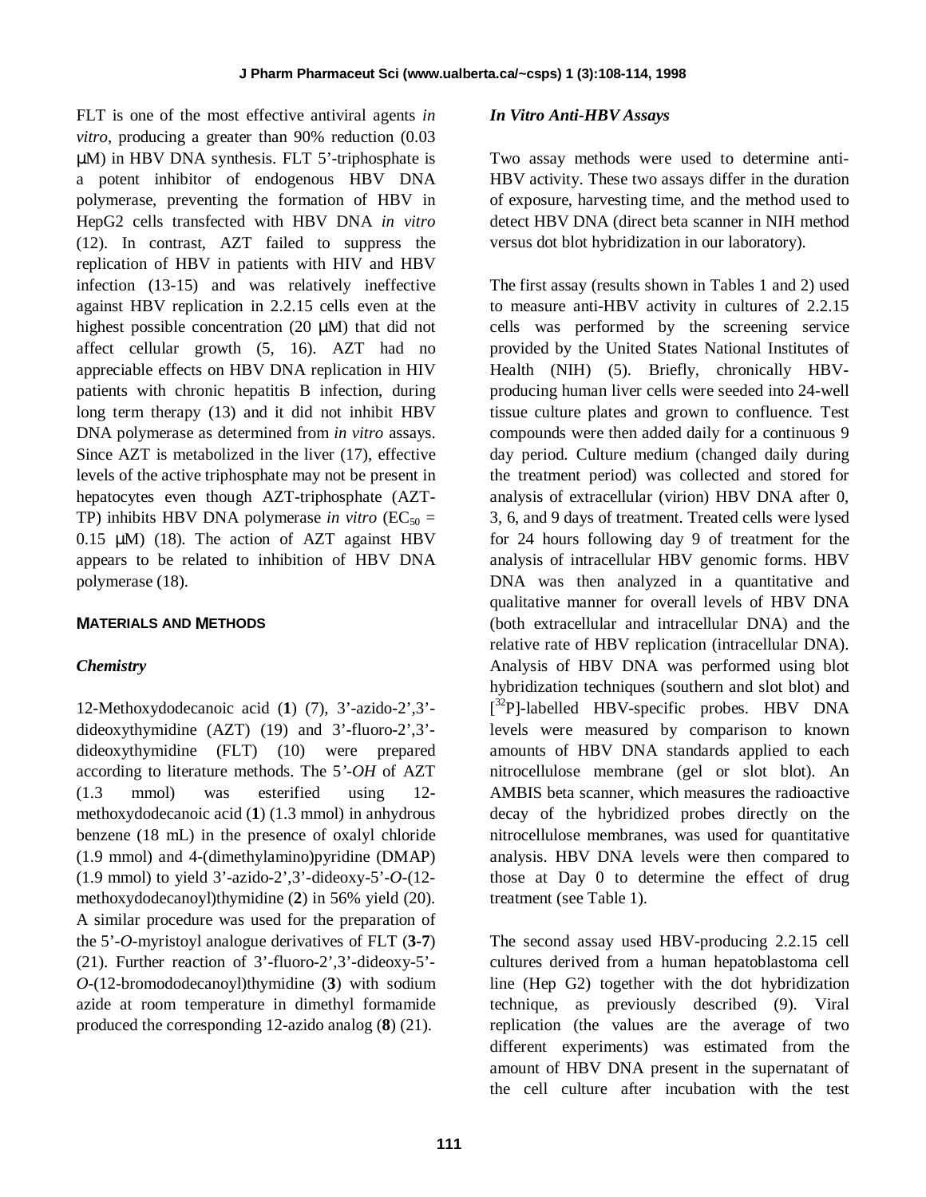FLT is one of the most effective antiviral agents *in vitro*, producing a greater than 90% reduction (0.03 μM) in HBV DNA synthesis. FLT 5'-triphosphate is a potent inhibitor of endogenous HBV DNA polymerase, preventing the formation of HBV in HepG2 cells transfected with HBV DNA *in vitro* (12). In contrast, AZT failed to suppress the replication of HBV in patients with HIV and HBV infection (13-15) and was relatively ineffective against HBV replication in 2.2.15 cells even at the highest possible concentration (20 μM) that did not affect cellular growth (5, 16). AZT had no appreciable effects on HBV DNA replication in HIV patients with chronic hepatitis B infection, during long term therapy (13) and it did not inhibit HBV DNA polymerase as determined from *in vitro* assays. Since AZT is metabolized in the liver (17), effective levels of the active triphosphate may not be present in hepatocytes even though AZT-triphosphate (AZT-TP) inhibits HBV DNA polymerase *in vitro* ($EC_{50}$ = 0.15 μM) (18). The action of AZT against HBV appears to be related to inhibition of HBV DNA polymerase (18).

## MATERIALS AND METHODS

### *Chemistry*

12-Methoxydodecanoic acid (**1**) (7), 3'-azido-2',3'-dideoxythymidine (AZT) (19) and 3'-fluoro-2',3'-dideoxythymidine (FLT) (10) were prepared according to literature methods. The 5'-*OH* of AZT (1.3 mmol) was esterified using 12-methoxydodecanoic acid (**1**) (1.3 mmol) in anhydrous benzene (18 mL) in the presence of oxalyl chloride (1.9 mmol) and 4-(dimethylamino)pyridine (DMAP) (1.9 mmol) to yield 3'-azido-2',3'-dideoxy-5'-*O*-(12-methoxydodecanoyl)thymidine (**2**) in 56% yield (20). A similar procedure was used for the preparation of the 5'-*O*-myristoyl analogue derivatives of FLT (**3-7**) (21). Further reaction of 3'-fluoro-2',3'-dideoxy-5'-*O*-(12-bromododecanoyl)thymidine (**3**) with sodium azide at room temperature in dimethyl formamide produced the corresponding 12-azido analog (**8**) (21).

### *In Vitro Anti-HBV Assays*

Two assay methods were used to determine anti-HBV activity. These two assays differ in the duration of exposure, harvesting time, and the method used to detect HBV DNA (direct beta scanner in NIH method versus dot blot hybridization in our laboratory).

The first assay (results shown in Tables 1 and 2) used to measure anti-HBV activity in cultures of 2.2.15 cells was performed by the screening service provided by the United States National Institutes of Health (NIH) (5). Briefly, chronically HBV-producing human liver cells were seeded into 24-well tissue culture plates and grown to confluence. Test compounds were then added daily for a continuous 9 day period. Culture medium (changed daily during the treatment period) was collected and stored for analysis of extracellular (virion) HBV DNA after 0, 3, 6, and 9 days of treatment. Treated cells were lysed for 24 hours following day 9 of treatment for the analysis of intracellular HBV genomic forms. HBV DNA was then analyzed in a quantitative and qualitative manner for overall levels of HBV DNA (both extracellular and intracellular DNA) and the relative rate of HBV replication (intracellular DNA). Analysis of HBV DNA was performed using blot hybridization techniques (southern and slot blot) and [$^{32}$P]-labelled HBV-specific probes. HBV DNA levels were measured by comparison to known amounts of HBV DNA standards applied to each nitrocellulose membrane (gel or slot blot). An AMBIS beta scanner, which measures the radioactive decay of the hybridized probes directly on the nitrocellulose membranes, was used for quantitative analysis. HBV DNA levels were then compared to those at Day 0 to determine the effect of drug treatment (see Table 1).

The second assay used HBV-producing 2.2.15 cell cultures derived from a human hepatoblastoma cell line (Hep G2) together with the dot hybridization technique, as previously described (9). Viral replication (the values are the average of two different experiments) was estimated from the amount of HBV DNA present in the supernatant of the cell culture after incubation with the test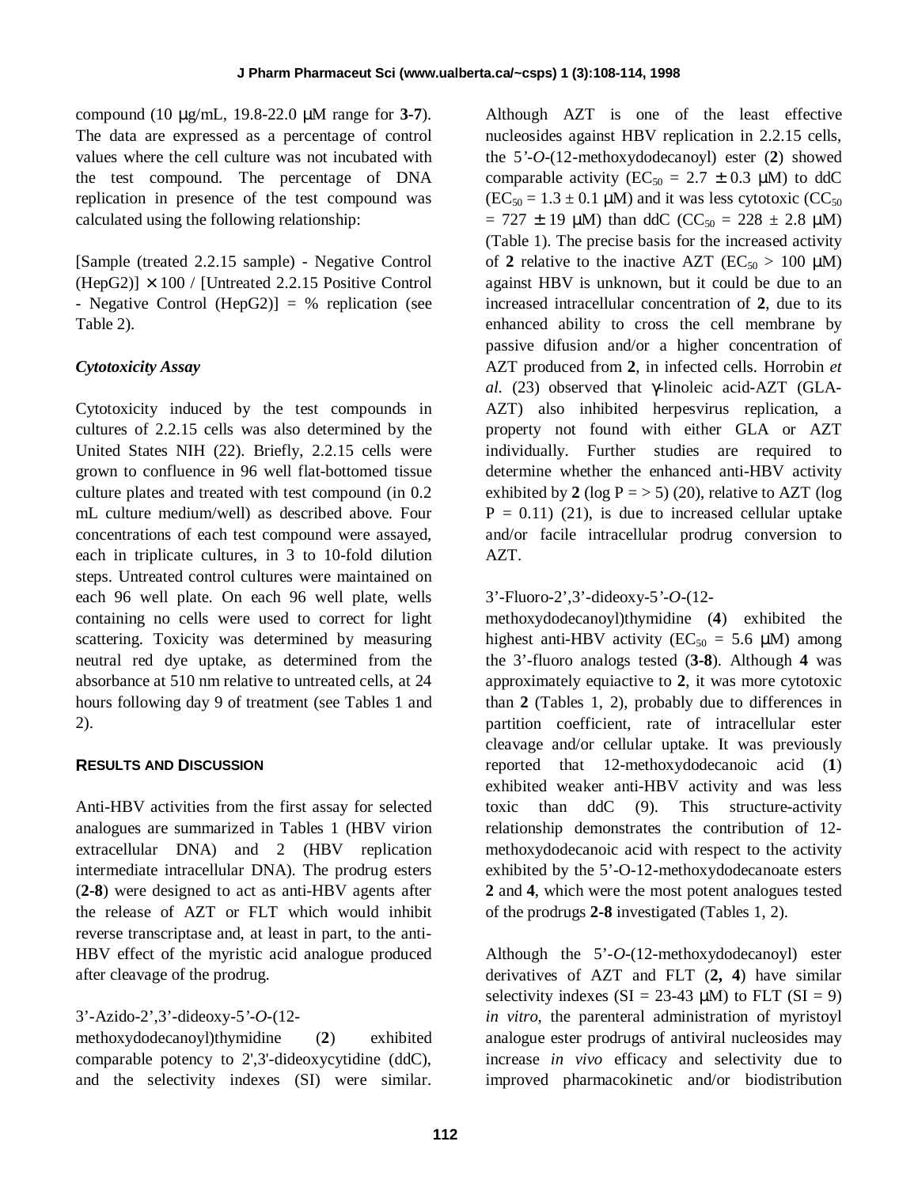compound (10 μg/mL, 19.8-22.0 μM range for **3-7**). The data are expressed as a percentage of control values where the cell culture was not incubated with the test compound. The percentage of DNA replication in presence of the test compound was calculated using the following relationship:

[Sample (treated 2.2.15 sample) - Negative Control (HepG2)] × 100 / [Untreated 2.2.15 Positive Control - Negative Control (HepG2)] = % replication (see Table 2).

### *Cytotoxicity Assay*

Cytotoxicity induced by the test compounds in cultures of 2.2.15 cells was also determined by the United States NIH (22). Briefly, 2.2.15 cells were grown to confluence in 96 well flat-bottomed tissue culture plates and treated with test compound (in 0.2 mL culture medium/well) as described above. Four concentrations of each test compound were assayed, each in triplicate cultures, in 3 to 10-fold dilution steps. Untreated control cultures were maintained on each 96 well plate. On each 96 well plate, wells containing no cells were used to correct for light scattering. Toxicity was determined by measuring neutral red dye uptake, as determined from the absorbance at 510 nm relative to untreated cells, at 24 hours following day 9 of treatment (see Tables 1 and 2).

## RESULTS AND DISCUSSION

Anti-HBV activities from the first assay for selected analogues are summarized in Tables 1 (HBV virion extracellular DNA) and 2 (HBV replication intermediate intracellular DNA). The prodrug esters (**2-8**) were designed to act as anti-HBV agents after the release of AZT or FLT which would inhibit reverse transcriptase and, at least in part, to the anti-HBV effect of the myristic acid analogue produced after cleavage of the prodrug.

3'-Azido-2',3'-dideoxy-5'-*O*-(12-methoxydodecanoyl)thymidine (**2**) exhibited comparable potency to 2',3'-dideoxycytidine (ddC), and the selectivity indexes (SI) were similar. Although AZT is one of the least effective nucleosides against HBV replication in 2.2.15 cells, the 5'-*O*-(12-methoxydodecanoyl) ester (**2**) showed comparable activity ($EC_{50}$ = 2.7 ± 0.3 μM) to ddC ($EC_{50}$ = 1.3 ± 0.1 μM) and it was less cytotoxic ($CC_{50}$ = 727 ± 19 μM) than ddC ($CC_{50}$ = 228 ± 2.8 μM) (Table 1). The precise basis for the increased activity of **2** relative to the inactive AZT ($EC_{50}$ > 100 μM) against HBV is unknown, but it could be due to an increased intracellular concentration of **2**, due to its enhanced ability to cross the cell membrane by passive difusion and/or a higher concentration of AZT produced from **2**, in infected cells. Horrobin *et al.* (23) observed that γ-linoleic acid-AZT (GLA-AZT) also inhibited herpesvirus replication, a property not found with either GLA or AZT individually. Further studies are required to determine whether the enhanced anti-HBV activity exhibited by **2** (log P = > 5) (20), relative to AZT (log P = 0.11) (21), is due to increased cellular uptake and/or facile intracellular prodrug conversion to AZT.

3'-Fluoro-2',3'-dideoxy-5'-*O*-(12-methoxydodecanoyl)thymidine (**4**) exhibited the highest anti-HBV activity ($EC_{50}$ = 5.6 μM) among the 3'-fluoro analogs tested (**3-8**). Although **4** was approximately equiactive to **2**, it was more cytotoxic than **2** (Tables 1, 2), probably due to differences in partition coefficient, rate of intracellular ester cleavage and/or cellular uptake. It was previously reported that 12-methoxydodecanoic acid (**1**) exhibited weaker anti-HBV activity and was less toxic than ddC (9). This structure-activity relationship demonstrates the contribution of 12-methoxydodecanoic acid with respect to the activity exhibited by the 5'-O-12-methoxydodecanoate esters **2** and **4**, which were the most potent analogues tested of the prodrugs **2-8** investigated (Tables 1, 2).

Although the 5'-*O*-(12-methoxydodecanoyl) ester derivatives of AZT and FLT (**2, 4**) have similar selectivity indexes (SI = 23-43 μM) to FLT (SI = 9) *in vitro*, the parenteral administration of myristoyl analogue ester prodrugs of antiviral nucleosides may increase *in vivo* efficacy and selectivity due to improved pharmacokinetic and/or biodistribution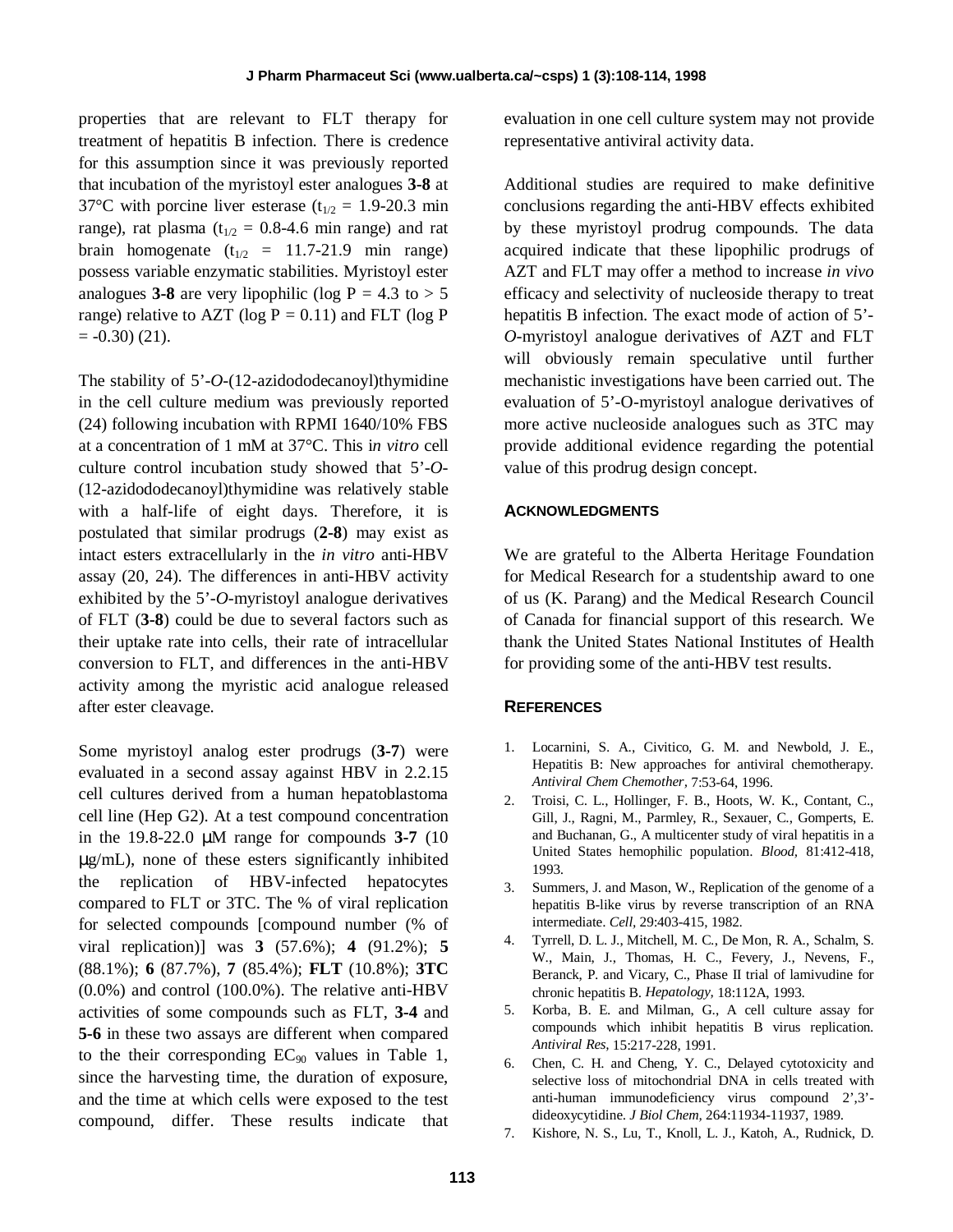properties that are relevant to FLT therapy for treatment of hepatitis B infection. There is credence for this assumption since it was previously reported that incubation of the myristoyl ester analogues **3-8** at 37°C with porcine liver esterase ($t_{1/2}$ = 1.9-20.3 min range), rat plasma ($t_{1/2}$ = 0.8-4.6 min range) and rat brain homogenate ($t_{1/2}$ = 11.7-21.9 min range) possess variable enzymatic stabilities. Myristoyl ester analogues **3-8** are very lipophilic (log P = 4.3 to > 5 range) relative to AZT (log P = 0.11) and FLT (log P = -0.30) (21).

The stability of 5'-*O*-(12-azidododecanoyl)thymidine in the cell culture medium was previously reported (24) following incubation with RPMI 1640/10% FBS at a concentration of 1 mM at 37°C. This *in vitro* cell culture control incubation study showed that 5'-*O*-(12-azidododecanoyl)thymidine was relatively stable with a half-life of eight days. Therefore, it is postulated that similar prodrugs (**2-8**) may exist as intact esters extracellularly in the *in vitro* anti-HBV assay (20, 24). The differences in anti-HBV activity exhibited by the 5'-*O*-myristoyl analogue derivatives of FLT (**3-8**) could be due to several factors such as their uptake rate into cells, their rate of intracellular conversion to FLT, and differences in the anti-HBV activity among the myristic acid analogue released after ester cleavage.

Some myristoyl analog ester prodrugs (**3-7**) were evaluated in a second assay against HBV in 2.2.15 cell cultures derived from a human hepatoblastoma cell line (Hep G2). At a test compound concentration in the 19.8-22.0 μM range for compounds **3-7** (10 μg/mL), none of these esters significantly inhibited the replication of HBV-infected hepatocytes compared to FLT or 3TC. The % of viral replication for selected compounds [compound number (% of viral replication)] was **3** (57.6%); **4** (91.2%); **5** (88.1%); **6** (87.7%), **7** (85.4%); **FLT** (10.8%); **3TC** (0.0%) and control (100.0%). The relative anti-HBV activities of some compounds such as FLT, **3-4** and **5-6** in these two assays are different when compared to the their corresponding $EC_{90}$ values in Table 1, since the harvesting time, the duration of exposure, and the time at which cells were exposed to the test compound, differ. These results indicate that evaluation in one cell culture system may not provide representative antiviral activity data.

Additional studies are required to make definitive conclusions regarding the anti-HBV effects exhibited by these myristoyl prodrug compounds. The data acquired indicate that these lipophilic prodrugs of AZT and FLT may offer a method to increase *in vivo* efficacy and selectivity of nucleoside therapy to treat hepatitis B infection. The exact mode of action of 5'-*O*-myristoyl analogue derivatives of AZT and FLT will obviously remain speculative until further mechanistic investigations have been carried out. The evaluation of 5'-O-myristoyl analogue derivatives of more active nucleoside analogues such as 3TC may provide additional evidence regarding the potential value of this prodrug design concept.

## ACKNOWLEDGMENTS

We are grateful to the Alberta Heritage Foundation for Medical Research for a studentship award to one of us (K. Parang) and the Medical Research Council of Canada for financial support of this research. We thank the United States National Institutes of Health for providing some of the anti-HBV test results.

## REFERENCES

1. Locarnini, S. A., Civitico, G. M. and Newbold, J. E., Hepatitis B: New approaches for antiviral chemotherapy. *Antiviral Chem Chemother*, 7:53-64, 1996.
2. Troisi, C. L., Hollinger, F. B., Hoots, W. K., Contant, C., Gill, J., Ragni, M., Parmley, R., Sexauer, C., Gomperts, E. and Buchanan, G., A multicenter study of viral hepatitis in a United States hemophilic population. *Blood*, 81:412-418, 1993.
3. Summers, J. and Mason, W., Replication of the genome of a hepatitis B-like virus by reverse transcription of an RNA intermediate. *Cell*, 29:403-415, 1982.
4. Tyrrell, D. L. J., Mitchell, M. C., De Mon, R. A., Schalm, S. W., Main, J., Thomas, H. C., Fevery, J., Nevens, F., Beranck, P. and Vicary, C., Phase II trial of lamivudine for chronic hepatitis B. *Hepatology*, 18:112A, 1993.
5. Korba, B. E. and Milman, G., A cell culture assay for compounds which inhibit hepatitis B virus replication. *Antiviral Res*, 15:217-228, 1991.
6. Chen, C. H. and Cheng, Y. C., Delayed cytotoxicity and selective loss of mitochondrial DNA in cells treated with anti-human immunodeficiency virus compound 2',3'-dideoxycytidine. *J Biol Chem*, 264:11934-11937, 1989.
7. Kishore, N. S., Lu, T., Knoll, L. J., Katoh, A., Rudnick, D.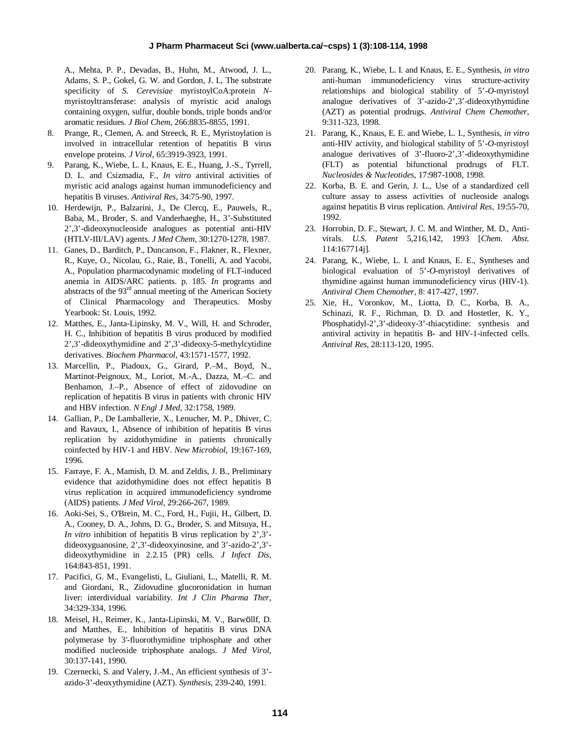A., Mehta, P. P., Devadas, B., Huhn, M., Atwood, J. L., Adams, S. P., Gokel, G. W. and Gordon, J. I., The substrate specificity of *S. Cerevisiae* myristoylCoA:protein *N*-myristoyltransferase: analysis of myristic acid analogs containing oxygen, sulfur, double bonds, triple bonds and/or aromatic residues. *J Biol Chem,* 266:8835-8855, 1991.

8. Prange, R., Clemen, A. and Streeck, R. E., Myristoylation is involved in intracellular retention of hepatitis B virus envelope proteins. *J Virol,* 65:3919-3923, 1991.
9. Parang, K., Wiebe, L. I., Knaus, E. E., Huang, J.-S., Tyrrell, D. L. and Csizmadia, F., *In vitro* antiviral activities of myristic acid analogs against human immunodeficiency and hepatitis B viruses. *Antiviral Res,* 34:75-90, 1997.
10. Herdewijn, P., Balzarini, J., De Clercq, E., Pauwels, R., Baba, M., Broder, S. and Vanderhaeghe, H., 3'-Substituted 2',3'-dideoxynucleoside analogues as potential anti-HIV (HTLV-III/LAV) agents. *J Med Chem,* 30:1270-1278, 1987.
11. Ganes, D., Barditch, P., Duncanson, F., Flakner, R., Flexner, R., Kuye, O., Nicolau, G., Raie, B., Tonelli, A. and Yacobi, A., Population pharmacodynamic modeling of FLT-induced anemia in AIDS/ARC patients. p. 185. *In* programs and abstracts of the 93rd annual meeting of the American Society of Clinical Pharmacology and Therapeutics. Mosby Yearbook: St. Louis, 1992.
12. Matthes, E., Janta-Lipinsky, M. V., Will, H. and Schroder, H. C., Inhibition of hepatitis B virus produced by modified 2',3'-dideoxythymidine and 2',3'-dideoxy-5-methylcytidine derivatives. *Biochem Pharmacol,* 43:1571-1577, 1992.
13. Marcellin, P., Piadoux, G., Girard, P.–M., Boyd, N., Martinot-Peignoux, M., Loriot, M.-A., Dazza, M.–C. and Benhamon, J.–P., Absence of effect of zidovudine on replication of hepatitis B virus in patients with chronic HIV and HBV infection. *N Engl J Med,* 32:1758, 1989.
14. Gallian, P., De Lamballerie, X., Lenucher, M. P., Dhiver, C. and Ravaux, I., Absence of inhibition of hepatitis B virus replication by azidothymidine in patients chronically coinfected by HIV-1 and HBV. *New Microbiol,* 19:167-169, 1996.
15. Farraye, F. A., Mamish, D. M. and Zeldis, J. B., Preliminary evidence that azidothymidine does not effect hepatitis B virus replication in acquired immunodeficiency syndrome (AIDS) patients. *J Med Virol,* 29:266-267, 1989.
16. Aoki-Sei, S., O'Brein, M. C., Ford, H., Fujii, H., Gilbert, D. A., Cooney, D. A., Johns, D. G., Broder, S. and Mitsuya, H., *In vitro* inhibition of hepatitis B virus replication by 2',3'-dideoxyguanosine, 2',3'-dideoxyinosine, and 3'-azido-2',3'-dideoxythymidine in 2.2.15 (PR) cells. *J Infect Dis,* 164:843-851, 1991.
17. Pacifici, G. M., Evangelisti, L, Giuliani, L., Matelli, R. M. and Giordani, R., Zidovudine glucoronidation in human liver: interdividual variability. *Int J Clin Pharma Ther,* 34:329-334, 1996.
18. Meisel, H., Reimer, K., Janta-Lipinski, M. V., Barwöllf, D. and Matthes, E., Inhibition of hepatitis B virus DNA polymerase by 3'-fluorothymidine triphosphate and other modified nucleoside triphosphate analogs. *J Med Virol,* 30:137-141, 1990.
19. Czernecki, S. and Valery, J.-M., An efficient synthesis of 3'-azido-3'-deoxythymidine (AZT). *Synthesis,* 239-240, 1991.
20. Parang, K., Wiebe, L. I. and Knaus, E. E., Synthesis, *in vitro* anti-human immunodeficiency virus structure-activity relationships and biological stability of 5'-*O*-myristoyl analogue derivatives of 3'-azido-2',3'-dideoxythymidine (AZT) as potential prodrugs. *Antiviral Chem Chemother,* 9:311-323, 1998.
21. Parang, K., Knaus, E. E. and Wiebe, L. I., Synthesis, *in vitro* anti-HIV activity, and biological stability of 5'-*O*-myristoyl analogue derivatives of 3'-fluoro-2',3'-dideoxythymidine (FLT) as potential bifunctional prodrugs of FLT. *Nucleosides & Nucleotides,* 17:987-1008, 1998.
22. Korba, B. E. and Gerin, J. L., Use of a standardized cell culture assay to assess activities of nucleoside analogs against hepatitis B virus replication. *Antiviral Res,* 19:55-70, 1992.
23. Horrobin, D. F., Stewart, J. C. M. and Winther, M. D., Anti-virals. *U.S. Patent* 5,216,142, 1993 [*Chem. Abst.* 114:167714j].
24. Parang, K., Wiebe, L. I. and Knaus, E. E., Syntheses and biological evaluation of 5'-*O*-myristoyl derivatives of thymidine against human immunodeficiency virus (HIV-1). *Antiviral Chem Chemother,* 8: 417-427, 1997.
25. Xie, H., Voronkov, M., Liotta, D. C., Korba, B. A., Schinazi, R. F., Richman, D. D. and Hostetler, K. Y., Phosphatidyl-2',3'-dideoxy-3'-thiacytidine: synthesis and antiviral activity in hepatitis B- and HIV-1-infected cells. *Antiviral Res,* 28:113-120, 1995.